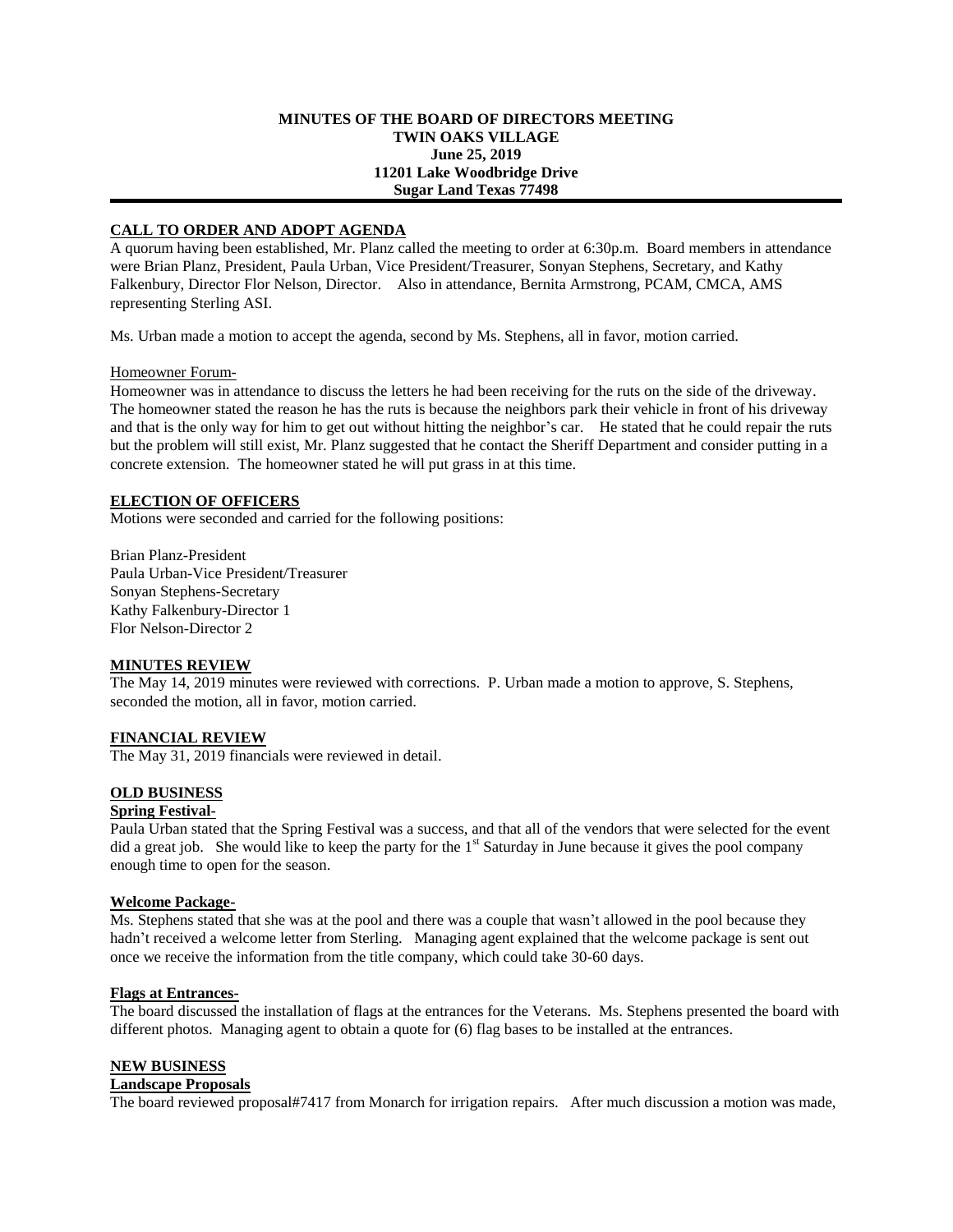**MINUTES OF THE BOARD OF DIRECTORS MEETING**
**TWIN OAKS VILLAGE**
**June 25, 2019**
**11201 Lake Woodbridge Drive**
**Sugar Land Texas 77498**

---

## CALL TO ORDER AND ADOPT AGENDA

A quorum having been established, Mr. Planz called the meeting to order at 6:30p.m. Board members in attendance were Brian Planz, President, Paula Urban, Vice President/Treasurer, Sonyan Stephens, Secretary, and Kathy Falkenbury, Director Flor Nelson, Director. Also in attendance, Bernita Armstrong, PCAM, CMCA, AMS representing Sterling ASI.

Ms. Urban made a motion to accept the agenda, second by Ms. Stephens, all in favor, motion carried.

Homeowner Forum-

Homeowner was in attendance to discuss the letters he had been receiving for the ruts on the side of the driveway. The homeowner stated the reason he has the ruts is because the neighbors park their vehicle in front of his driveway and that is the only way for him to get out without hitting the neighbor's car. He stated that he could repair the ruts but the problem will still exist, Mr. Planz suggested that he contact the Sheriff Department and consider putting in a concrete extension. The homeowner stated he will put grass in at this time.

## ELECTION OF OFFICERS

Motions were seconded and carried for the following positions:

Brian Planz-President
Paula Urban-Vice President/Treasurer
Sonyan Stephens-Secretary
Kathy Falkenbury-Director 1
Flor Nelson-Director 2

## MINUTES REVIEW

The May 14, 2019 minutes were reviewed with corrections. P. Urban made a motion to approve, S. Stephens, seconded the motion, all in favor, motion carried.

## FINANCIAL REVIEW

The May 31, 2019 financials were reviewed in detail.

## OLD BUSINESS

### Spring Festival-

Paula Urban stated that the Spring Festival was a success, and that all of the vendors that were selected for the event did a great job. She would like to keep the party for the 1st Saturday in June because it gives the pool company enough time to open for the season.

### Welcome Package-

Ms. Stephens stated that she was at the pool and there was a couple that wasn't allowed in the pool because they hadn't received a welcome letter from Sterling. Managing agent explained that the welcome package is sent out once we receive the information from the title company, which could take 30-60 days.

### Flags at Entrances-

The board discussed the installation of flags at the entrances for the Veterans. Ms. Stephens presented the board with different photos. Managing agent to obtain a quote for (6) flag bases to be installed at the entrances.

## NEW BUSINESS

### Landscape Proposals

The board reviewed proposal#7417 from Monarch for irrigation repairs. After much discussion a motion was made,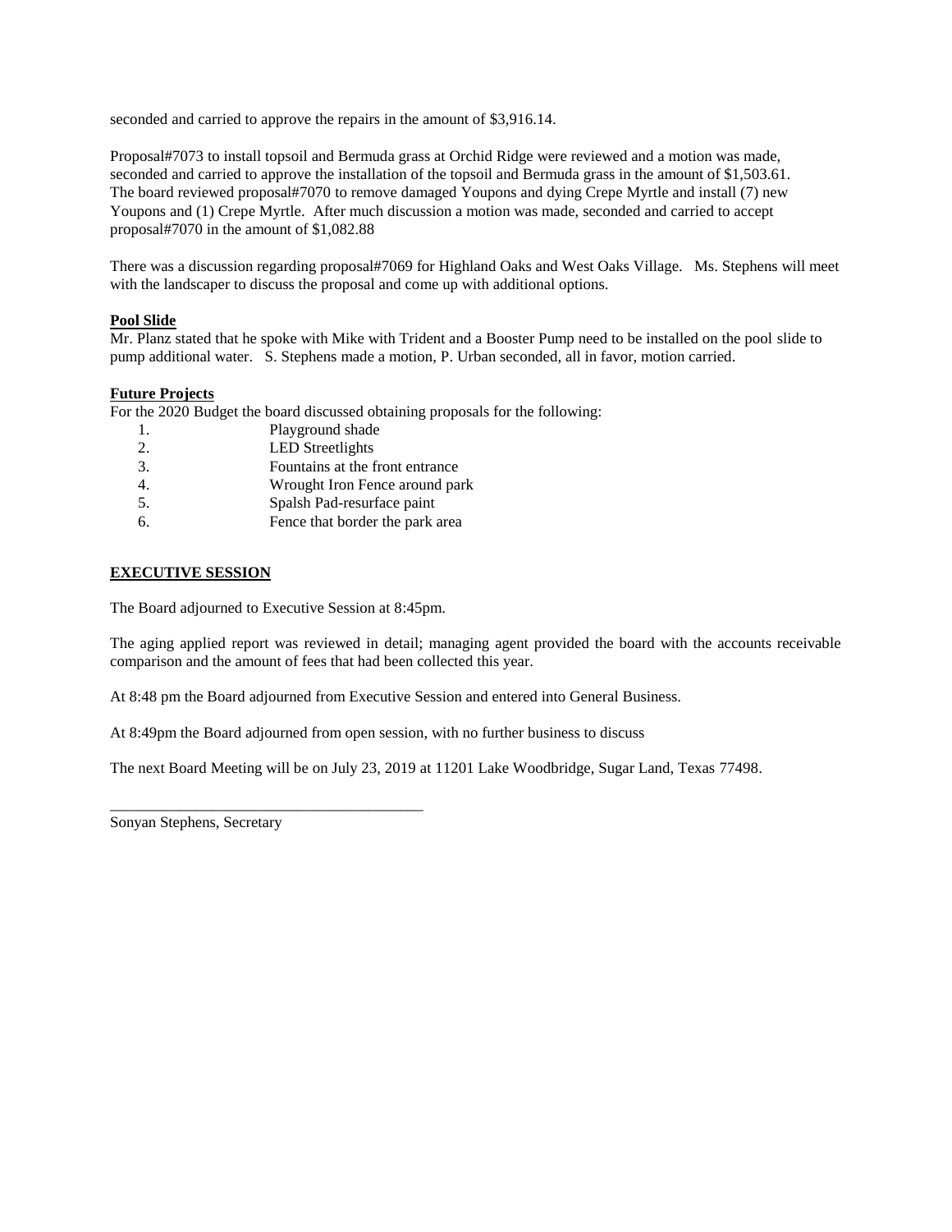seconded and carried to approve the repairs in the amount of $3,916.14.

Proposal#7073 to install topsoil and Bermuda grass at Orchid Ridge were reviewed and a motion was made, seconded and carried to approve the installation of the topsoil and Bermuda grass in the amount of $1,503.61. The board reviewed proposal#7070 to remove damaged Youpons and dying Crepe Myrtle and install (7) new Youpons and (1) Crepe Myrtle. After much discussion a motion was made, seconded and carried to accept proposal#7070 in the amount of $1,082.88

There was a discussion regarding proposal#7069 for Highland Oaks and West Oaks Village. Ms. Stephens will meet with the landscaper to discuss the proposal and come up with additional options.

**Pool Slide**

Mr. Planz stated that he spoke with Mike with Trident and a Booster Pump need to be installed on the pool slide to pump additional water. S. Stephens made a motion, P. Urban seconded, all in favor, motion carried.

**Future Projects**

For the 2020 Budget the board discussed obtaining proposals for the following:

1. Playground shade
2. LED Streetlights
3. Fountains at the front entrance
4. Wrought Iron Fence around park
5. Spalsh Pad-resurface paint
6. Fence that border the park area

**EXECUTIVE SESSION**

The Board adjourned to Executive Session at 8:45pm.

The aging applied report was reviewed in detail; managing agent provided the board with the accounts receivable comparison and the amount of fees that had been collected this year.

At 8:48 pm the Board adjourned from Executive Session and entered into General Business.

At 8:49pm the Board adjourned from open session, with no further business to discuss

The next Board Meeting will be on July 23, 2019 at 11201 Lake Woodbridge, Sugar Land, Texas 77498.

\_\_\_\_\_\_\_\_\_\_\_\_\_\_\_\_\_\_\_\_\_\_\_\_\_\_\_\_\_\_\_\_\_\_\_\_\_\_\_\_

Sonyan Stephens, Secretary